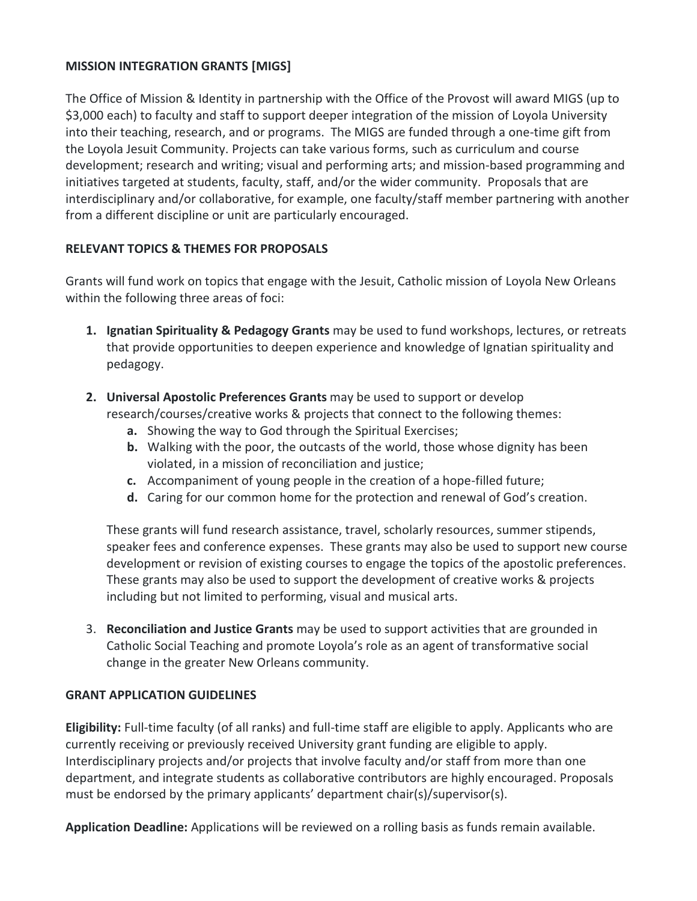## MISSION INTEGRATION GRANTS [MIGS]

The Office of Mission & Identity in partnership with the Office of the Provost will award MIGS (up to $3,000 each) to faculty and staff to support deeper integration of the mission of Loyola University into their teaching, research, and or programs. The MIGS are funded through a one-time gift from the Loyola Jesuit Community. Projects can take various forms, such as curriculum and course development; research and writing; visual and performing arts; and mission-based programming and initiatives targeted at students, faculty, staff, and/or the wider community. Proposals that are interdisciplinary and/or collaborative, for example, one faculty/staff member partnering with another from a different discipline or unit are particularly encouraged.

## RELEVANT TOPICS & THEMES FOR PROPOSALS

Grants will fund work on topics that engage with the Jesuit, Catholic mission of Loyola New Orleans within the following three areas of foci:

1. **Ignatian Spirituality & Pedagogy Grants** may be used to fund workshops, lectures, or retreats that provide opportunities to deepen experience and knowledge of Ignatian spirituality and pedagogy.

2. **Universal Apostolic Preferences Grants** may be used to support or develop research/courses/creative works & projects that connect to the following themes:
   a. Showing the way to God through the Spiritual Exercises;
   b. Walking with the poor, the outcasts of the world, those whose dignity has been violated, in a mission of reconciliation and justice;
   c. Accompaniment of young people in the creation of a hope-filled future;
   d. Caring for our common home for the protection and renewal of God's creation.

   These grants will fund research assistance, travel, scholarly resources, summer stipends, speaker fees and conference expenses. These grants may also be used to support new course development or revision of existing courses to engage the topics of the apostolic preferences. These grants may also be used to support the development of creative works & projects including but not limited to performing, visual and musical arts.

3. **Reconciliation and Justice Grants** may be used to support activities that are grounded in Catholic Social Teaching and promote Loyola's role as an agent of transformative social change in the greater New Orleans community.

## GRANT APPLICATION GUIDELINES

**Eligibility:** Full-time faculty (of all ranks) and full-time staff are eligible to apply. Applicants who are currently receiving or previously received University grant funding are eligible to apply. Interdisciplinary projects and/or projects that involve faculty and/or staff from more than one department, and integrate students as collaborative contributors are highly encouraged. Proposals must be endorsed by the primary applicants' department chair(s)/supervisor(s).

**Application Deadline:** Applications will be reviewed on a rolling basis as funds remain available.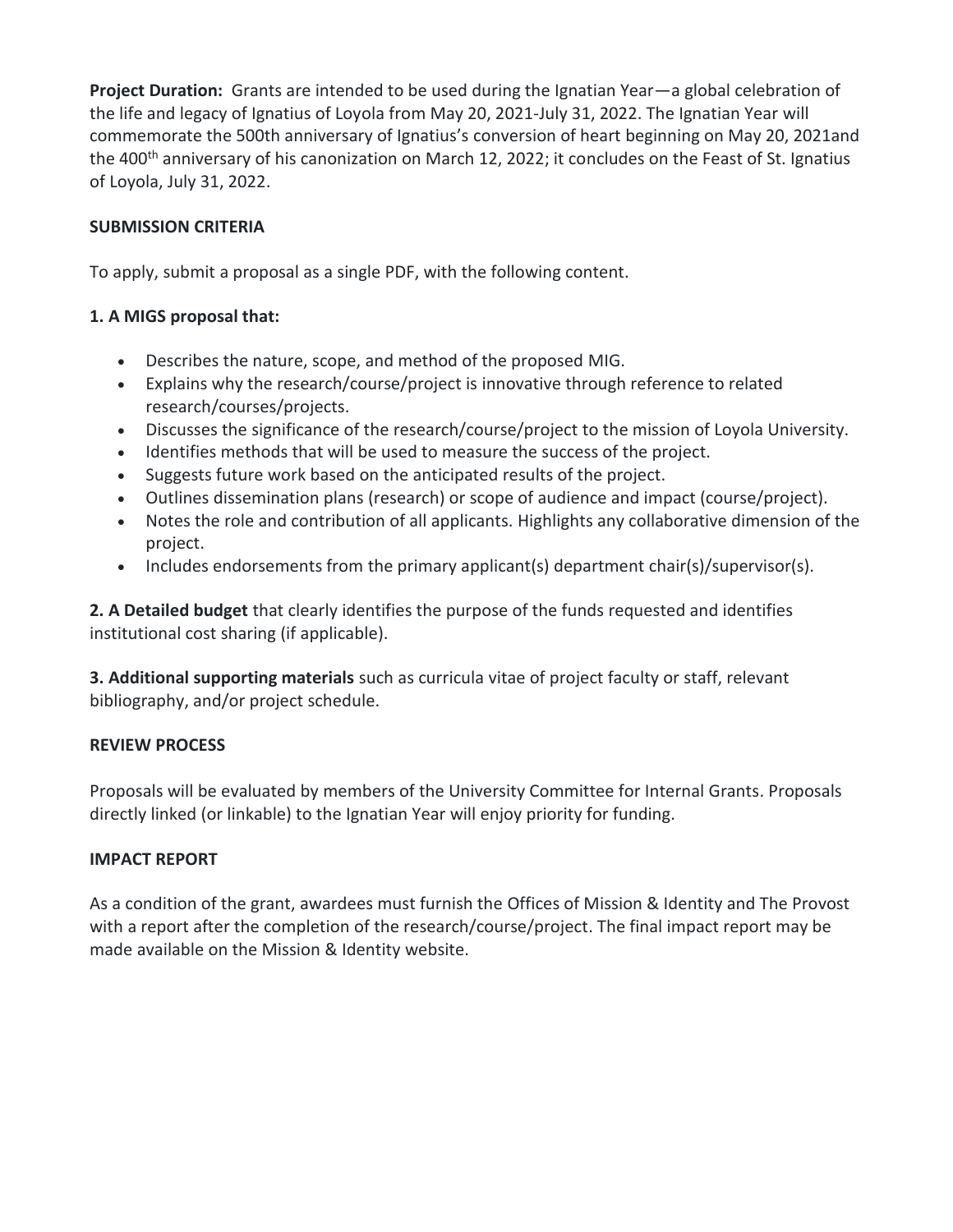**Project Duration:** Grants are intended to be used during the Ignatian Year—a global celebration of the life and legacy of Ignatius of Loyola from May 20, 2021-July 31, 2022. The Ignatian Year will commemorate the 500th anniversary of Ignatius's conversion of heart beginning on May 20, 2021and the 400th anniversary of his canonization on March 12, 2022; it concludes on the Feast of St. Ignatius of Loyola, July 31, 2022.

**SUBMISSION CRITERIA**

To apply, submit a proposal as a single PDF, with the following content.

**1. A MIGS proposal that:**

- Describes the nature, scope, and method of the proposed MIG.
- Explains why the research/course/project is innovative through reference to related research/courses/projects.
- Discusses the significance of the research/course/project to the mission of Loyola University.
- Identifies methods that will be used to measure the success of the project.
- Suggests future work based on the anticipated results of the project.
- Outlines dissemination plans (research) or scope of audience and impact (course/project).
- Notes the role and contribution of all applicants. Highlights any collaborative dimension of the project.
- Includes endorsements from the primary applicant(s) department chair(s)/supervisor(s).

**2. A Detailed budget** that clearly identifies the purpose of the funds requested and identifies institutional cost sharing (if applicable).

**3. Additional supporting materials** such as curricula vitae of project faculty or staff, relevant bibliography, and/or project schedule.

**REVIEW PROCESS**

Proposals will be evaluated by members of the University Committee for Internal Grants. Proposals directly linked (or linkable) to the Ignatian Year will enjoy priority for funding.

**IMPACT REPORT**

As a condition of the grant, awardees must furnish the Offices of Mission & Identity and The Provost with a report after the completion of the research/course/project. The final impact report may be made available on the Mission & Identity website.